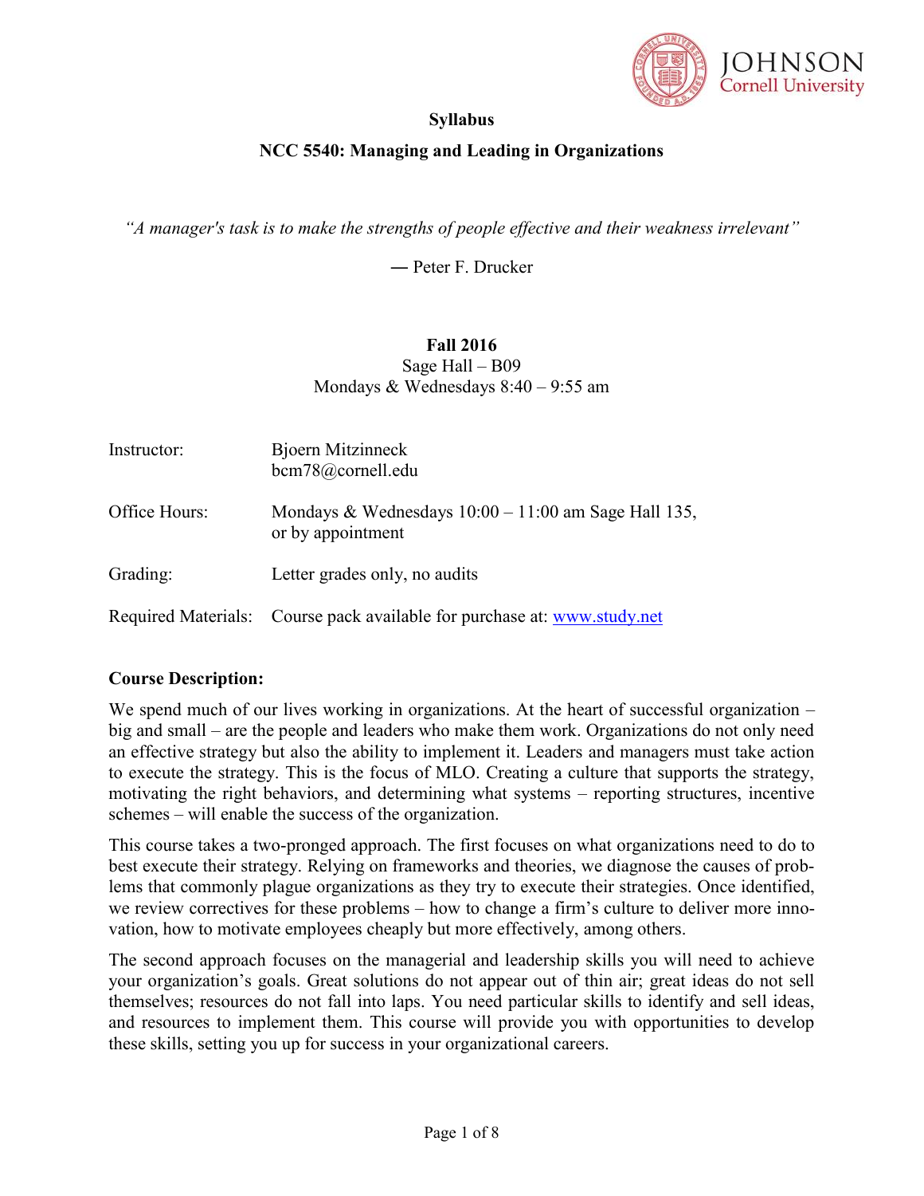# Syllabus

## NCC 5540: Managing and Leading in Organizations

*"A manager's task is to make the strengths of people effective and their weakness irrelevant"*

― Peter F. Drucker

**Fall 2016**
Sage Hall – B09
Mondays & Wednesdays 8:40 – 9:55 am

| | |
|---|---|
| Instructor: | Bjoern Mitzinneck<br>bcm78@cornell.edu |
| Office Hours: | Mondays & Wednesdays 10:00 – 11:00 am Sage Hall 135, or by appointment |
| Grading: | Letter grades only, no audits |
| Required Materials: | Course pack available for purchase at: www.study.net |

**Course Description:**

We spend much of our lives working in organizations. At the heart of successful organization – big and small – are the people and leaders who make them work. Organizations do not only need an effective strategy but also the ability to implement it. Leaders and managers must take action to execute the strategy. This is the focus of MLO. Creating a culture that supports the strategy, motivating the right behaviors, and determining what systems – reporting structures, incentive schemes – will enable the success of the organization.

This course takes a two-pronged approach. The first focuses on what organizations need to do to best execute their strategy. Relying on frameworks and theories, we diagnose the causes of problems that commonly plague organizations as they try to execute their strategies. Once identified, we review correctives for these problems – how to change a firm's culture to deliver more innovation, how to motivate employees cheaply but more effectively, among others.

The second approach focuses on the managerial and leadership skills you will need to achieve your organization's goals. Great solutions do not appear out of thin air; great ideas do not sell themselves; resources do not fall into laps. You need particular skills to identify and sell ideas, and resources to implement them. This course will provide you with opportunities to develop these skills, setting you up for success in your organizational careers.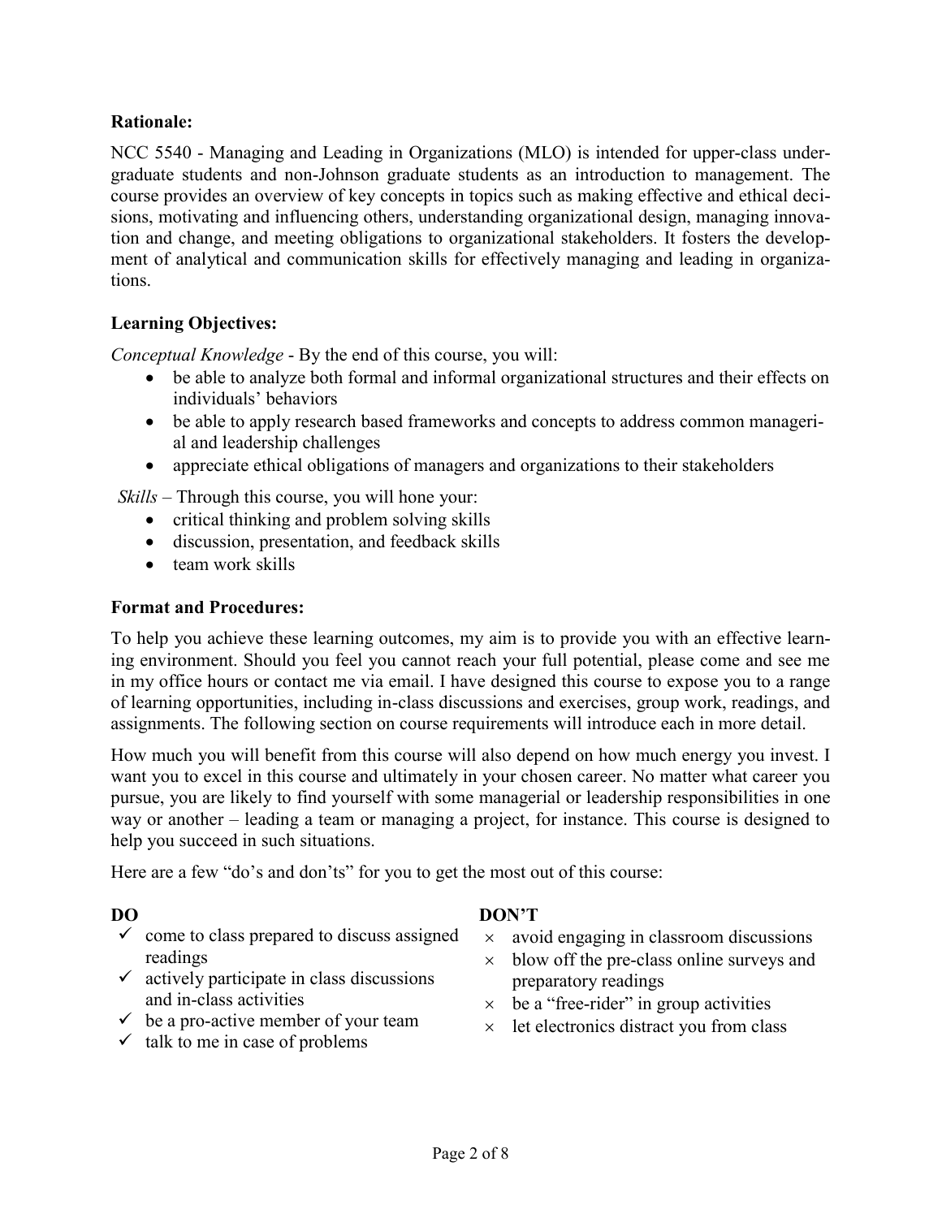**Rationale:**

NCC 5540 - Managing and Leading in Organizations (MLO) is intended for upper-class undergraduate students and non-Johnson graduate students as an introduction to management. The course provides an overview of key concepts in topics such as making effective and ethical decisions, motivating and influencing others, understanding organizational design, managing innovation and change, and meeting obligations to organizational stakeholders. It fosters the development of analytical and communication skills for effectively managing and leading in organizations.

**Learning Objectives:**

*Conceptual Knowledge* - By the end of this course, you will:

- be able to analyze both formal and informal organizational structures and their effects on individuals' behaviors
- be able to apply research based frameworks and concepts to address common managerial and leadership challenges
- appreciate ethical obligations of managers and organizations to their stakeholders

*Skills* – Through this course, you will hone your:

- critical thinking and problem solving skills
- discussion, presentation, and feedback skills
- team work skills

**Format and Procedures:**

To help you achieve these learning outcomes, my aim is to provide you with an effective learning environment. Should you feel you cannot reach your full potential, please come and see me in my office hours or contact me via email. I have designed this course to expose you to a range of learning opportunities, including in-class discussions and exercises, group work, readings, and assignments. The following section on course requirements will introduce each in more detail.

How much you will benefit from this course will also depend on how much energy you invest. I want you to excel in this course and ultimately in your chosen career. No matter what career you pursue, you are likely to find yourself with some managerial or leadership responsibilities in one way or another – leading a team or managing a project, for instance. This course is designed to help you succeed in such situations.

Here are a few "do's and don'ts" for you to get the most out of this course:

**DO**

- ✓ come to class prepared to discuss assigned readings
- ✓ actively participate in class discussions and in-class activities
- ✓ be a pro-active member of your team
- ✓ talk to me in case of problems

**DON'T**

- × avoid engaging in classroom discussions
- × blow off the pre-class online surveys and preparatory readings
- × be a "free-rider" in group activities
- × let electronics distract you from class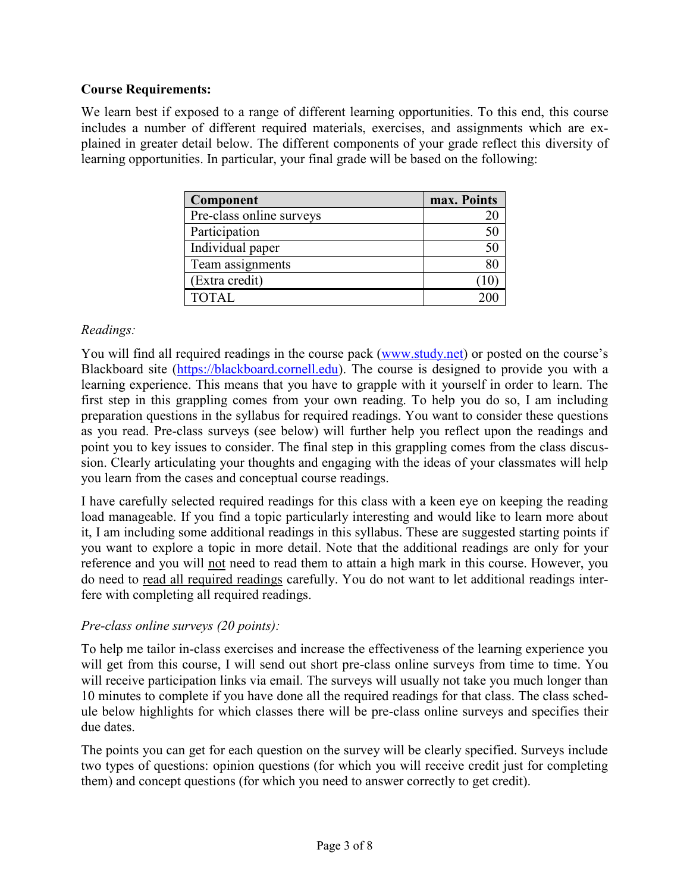**Course Requirements:**

We learn best if exposed to a range of different learning opportunities. To this end, this course includes a number of different required materials, exercises, and assignments which are explained in greater detail below. The different components of your grade reflect this diversity of learning opportunities. In particular, your final grade will be based on the following:

| Component | max. Points |
|---|---:|
| Pre-class online surveys | 20 |
| Participation | 50 |
| Individual paper | 50 |
| Team assignments | 80 |
| (Extra credit) | (10) |
| TOTAL | 200 |

*Readings:*

You will find all required readings in the course pack (www.study.net) or posted on the course's Blackboard site (https://blackboard.cornell.edu). The course is designed to provide you with a learning experience. This means that you have to grapple with it yourself in order to learn. The first step in this grappling comes from your own reading. To help you do so, I am including preparation questions in the syllabus for required readings. You want to consider these questions as you read. Pre-class surveys (see below) will further help you reflect upon the readings and point you to key issues to consider. The final step in this grappling comes from the class discussion. Clearly articulating your thoughts and engaging with the ideas of your classmates will help you learn from the cases and conceptual course readings.

I have carefully selected required readings for this class with a keen eye on keeping the reading load manageable. If you find a topic particularly interesting and would like to learn more about it, I am including some additional readings in this syllabus. These are suggested starting points if you want to explore a topic in more detail. Note that the additional readings are only for your reference and you will <u>not</u> need to read them to attain a high mark in this course. However, you do need to <u>read all required readings</u> carefully. You do not want to let additional readings interfere with completing all required readings.

*Pre-class online surveys (20 points):*

To help me tailor in-class exercises and increase the effectiveness of the learning experience you will get from this course, I will send out short pre-class online surveys from time to time. You will receive participation links via email. The surveys will usually not take you much longer than 10 minutes to complete if you have done all the required readings for that class. The class schedule below highlights for which classes there will be pre-class online surveys and specifies their due dates.

The points you can get for each question on the survey will be clearly specified. Surveys include two types of questions: opinion questions (for which you will receive credit just for completing them) and concept questions (for which you need to answer correctly to get credit).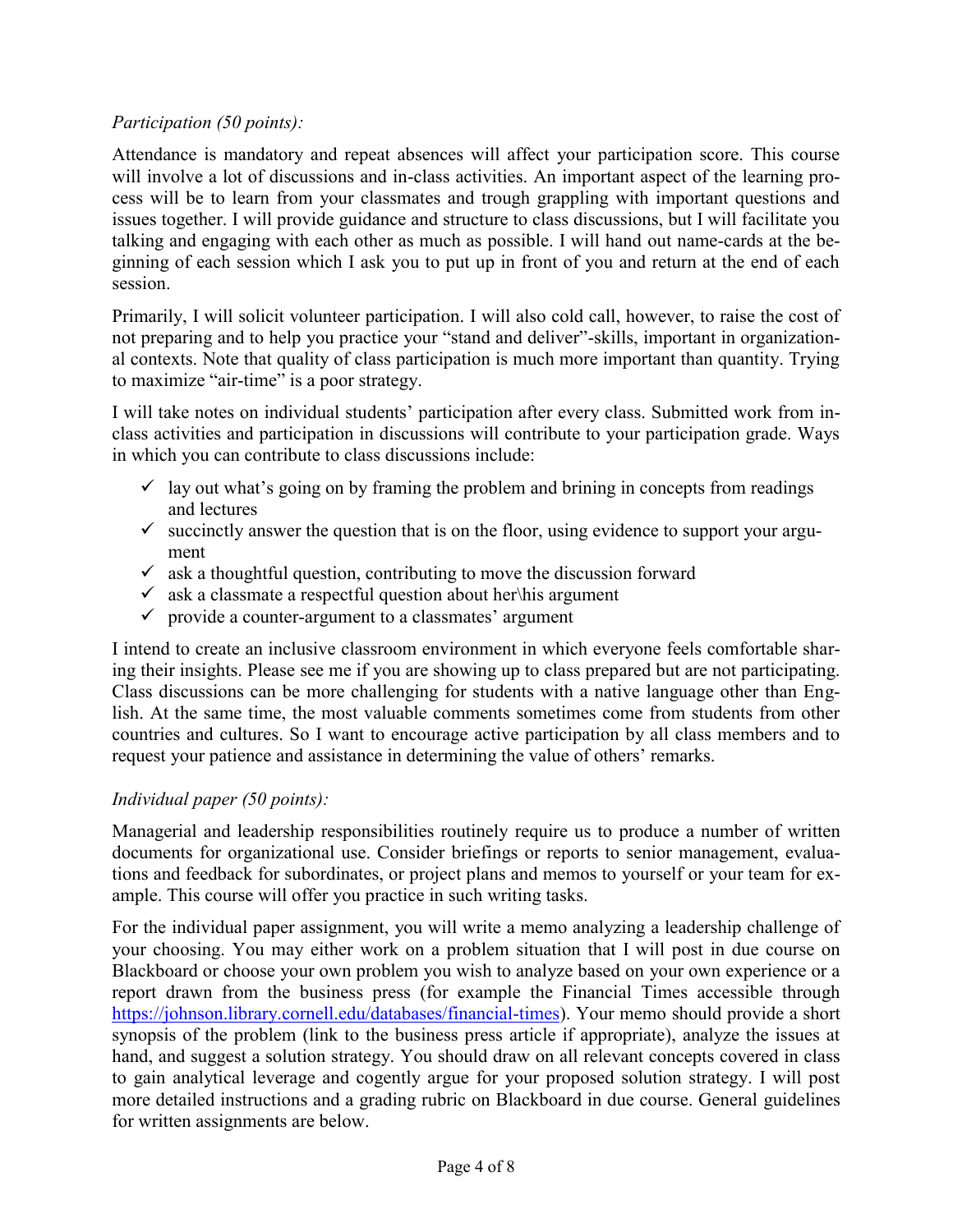*Participation (50 points):*

Attendance is mandatory and repeat absences will affect your participation score. This course will involve a lot of discussions and in-class activities. An important aspect of the learning process will be to learn from your classmates and trough grappling with important questions and issues together. I will provide guidance and structure to class discussions, but I will facilitate you talking and engaging with each other as much as possible. I will hand out name-cards at the beginning of each session which I ask you to put up in front of you and return at the end of each session.

Primarily, I will solicit volunteer participation. I will also cold call, however, to raise the cost of not preparing and to help you practice your "stand and deliver"-skills, important in organizational contexts. Note that quality of class participation is much more important than quantity. Trying to maximize "air-time" is a poor strategy.

I will take notes on individual students' participation after every class. Submitted work from in-class activities and participation in discussions will contribute to your participation grade. Ways in which you can contribute to class discussions include:

- ✓ lay out what's going on by framing the problem and brining in concepts from readings and lectures
- ✓ succinctly answer the question that is on the floor, using evidence to support your argument
- ✓ ask a thoughtful question, contributing to move the discussion forward
- ✓ ask a classmate a respectful question about her\his argument
- ✓ provide a counter-argument to a classmates' argument

I intend to create an inclusive classroom environment in which everyone feels comfortable sharing their insights. Please see me if you are showing up to class prepared but are not participating. Class discussions can be more challenging for students with a native language other than English. At the same time, the most valuable comments sometimes come from students from other countries and cultures. So I want to encourage active participation by all class members and to request your patience and assistance in determining the value of others' remarks.

*Individual paper (50 points):*

Managerial and leadership responsibilities routinely require us to produce a number of written documents for organizational use. Consider briefings or reports to senior management, evaluations and feedback for subordinates, or project plans and memos to yourself or your team for example. This course will offer you practice in such writing tasks.

For the individual paper assignment, you will write a memo analyzing a leadership challenge of your choosing. You may either work on a problem situation that I will post in due course on Blackboard or choose your own problem you wish to analyze based on your own experience or a report drawn from the business press (for example the Financial Times accessible through [https://johnson.library.cornell.edu/databases/financial-times](https://johnson.library.cornell.edu/databases/financial-times)). Your memo should provide a short synopsis of the problem (link to the business press article if appropriate), analyze the issues at hand, and suggest a solution strategy. You should draw on all relevant concepts covered in class to gain analytical leverage and cogently argue for your proposed solution strategy. I will post more detailed instructions and a grading rubric on Blackboard in due course. General guidelines for written assignments are below.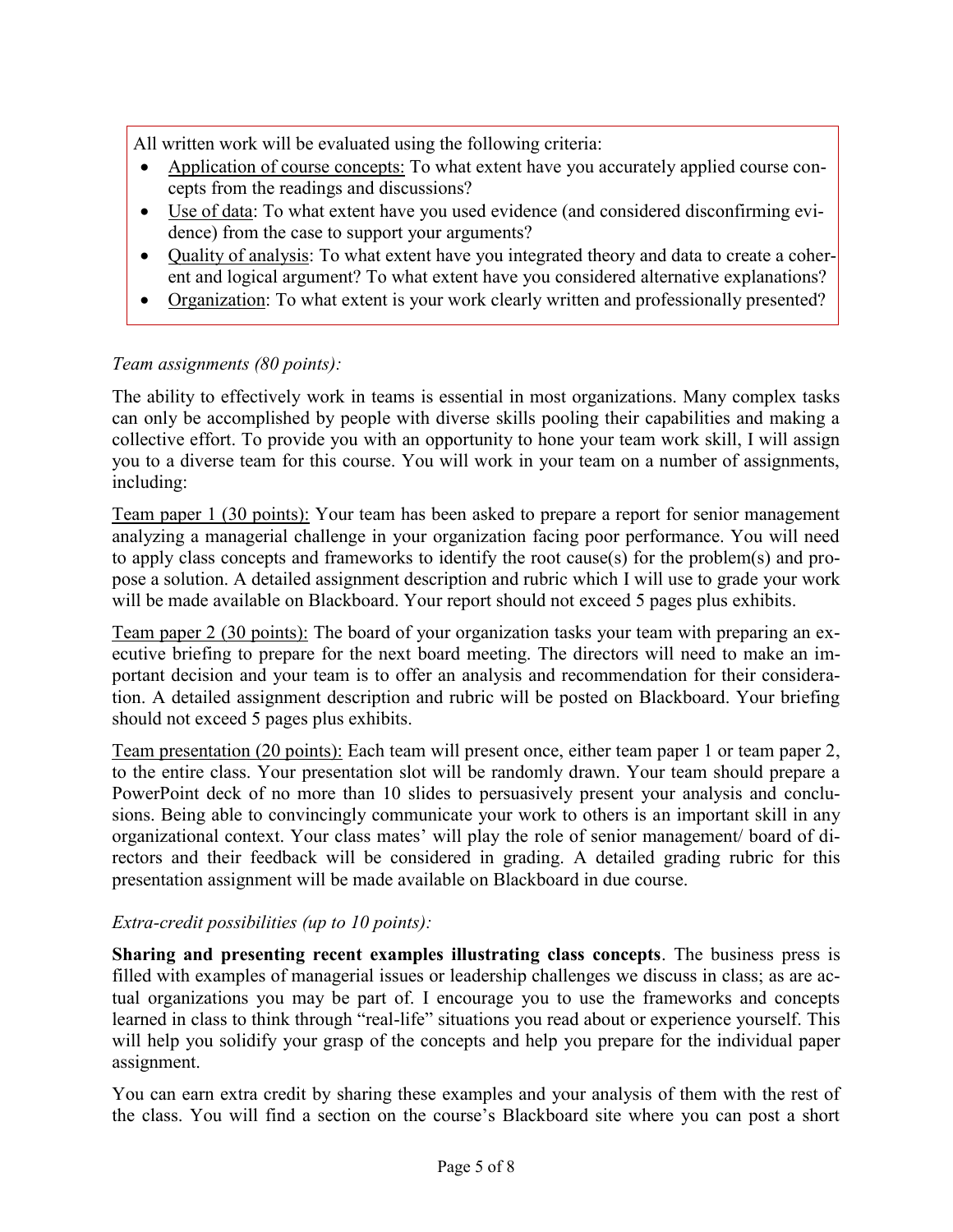All written work will be evaluated using the following criteria:

- Application of course concepts: To what extent have you accurately applied course concepts from the readings and discussions?
- Use of data: To what extent have you used evidence (and considered disconfirming evidence) from the case to support your arguments?
- Quality of analysis: To what extent have you integrated theory and data to create a coherent and logical argument? To what extent have you considered alternative explanations?
- Organization: To what extent is your work clearly written and professionally presented?

*Team assignments (80 points):*

The ability to effectively work in teams is essential in most organizations. Many complex tasks can only be accomplished by people with diverse skills pooling their capabilities and making a collective effort. To provide you with an opportunity to hone your team work skill, I will assign you to a diverse team for this course. You will work in your team on a number of assignments, including:

Team paper 1 (30 points): Your team has been asked to prepare a report for senior management analyzing a managerial challenge in your organization facing poor performance. You will need to apply class concepts and frameworks to identify the root cause(s) for the problem(s) and propose a solution. A detailed assignment description and rubric which I will use to grade your work will be made available on Blackboard. Your report should not exceed 5 pages plus exhibits.

Team paper 2 (30 points): The board of your organization tasks your team with preparing an executive briefing to prepare for the next board meeting. The directors will need to make an important decision and your team is to offer an analysis and recommendation for their consideration. A detailed assignment description and rubric will be posted on Blackboard. Your briefing should not exceed 5 pages plus exhibits.

Team presentation (20 points): Each team will present once, either team paper 1 or team paper 2, to the entire class. Your presentation slot will be randomly drawn. Your team should prepare a PowerPoint deck of no more than 10 slides to persuasively present your analysis and conclusions. Being able to convincingly communicate your work to others is an important skill in any organizational context. Your class mates' will play the role of senior management/ board of directors and their feedback will be considered in grading. A detailed grading rubric for this presentation assignment will be made available on Blackboard in due course.

*Extra-credit possibilities (up to 10 points):*

**Sharing and presenting recent examples illustrating class concepts**. The business press is filled with examples of managerial issues or leadership challenges we discuss in class; as are actual organizations you may be part of. I encourage you to use the frameworks and concepts learned in class to think through "real-life" situations you read about or experience yourself. This will help you solidify your grasp of the concepts and help you prepare for the individual paper assignment.

You can earn extra credit by sharing these examples and your analysis of them with the rest of the class. You will find a section on the course's Blackboard site where you can post a short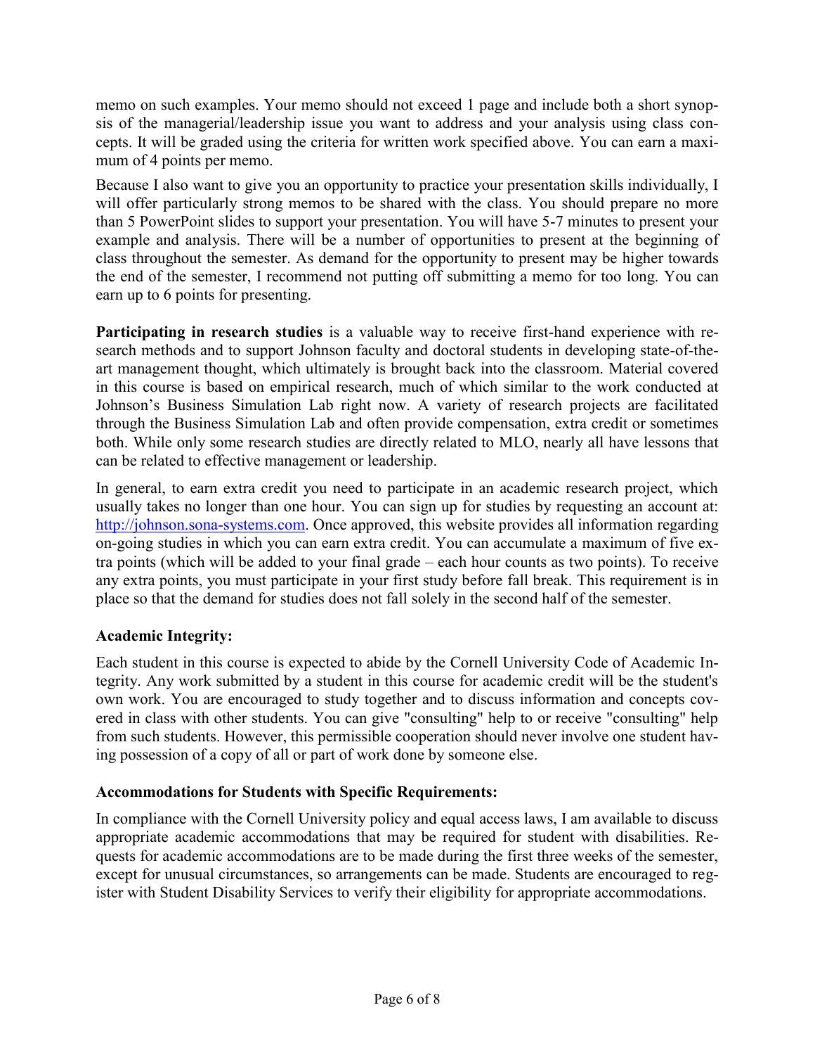memo on such examples. Your memo should not exceed 1 page and include both a short synopsis of the managerial/leadership issue you want to address and your analysis using class concepts. It will be graded using the criteria for written work specified above. You can earn a maximum of 4 points per memo.

Because I also want to give you an opportunity to practice your presentation skills individually, I will offer particularly strong memos to be shared with the class. You should prepare no more than 5 PowerPoint slides to support your presentation. You will have 5-7 minutes to present your example and analysis. There will be a number of opportunities to present at the beginning of class throughout the semester. As demand for the opportunity to present may be higher towards the end of the semester, I recommend not putting off submitting a memo for too long. You can earn up to 6 points for presenting.

**Participating in research studies** is a valuable way to receive first-hand experience with research methods and to support Johnson faculty and doctoral students in developing state-of-the-art management thought, which ultimately is brought back into the classroom. Material covered in this course is based on empirical research, much of which similar to the work conducted at Johnson's Business Simulation Lab right now. A variety of research projects are facilitated through the Business Simulation Lab and often provide compensation, extra credit or sometimes both. While only some research studies are directly related to MLO, nearly all have lessons that can be related to effective management or leadership.

In general, to earn extra credit you need to participate in an academic research project, which usually takes no longer than one hour. You can sign up for studies by requesting an account at: [http://johnson.sona-systems.com](http://johnson.sona-systems.com). Once approved, this website provides all information regarding on-going studies in which you can earn extra credit. You can accumulate a maximum of five extra points (which will be added to your final grade – each hour counts as two points). To receive any extra points, you must participate in your first study before fall break. This requirement is in place so that the demand for studies does not fall solely in the second half of the semester.

### Academic Integrity:

Each student in this course is expected to abide by the Cornell University Code of Academic Integrity. Any work submitted by a student in this course for academic credit will be the student's own work. You are encouraged to study together and to discuss information and concepts covered in class with other students. You can give "consulting" help to or receive "consulting" help from such students. However, this permissible cooperation should never involve one student having possession of a copy of all or part of work done by someone else.

### Accommodations for Students with Specific Requirements:

In compliance with the Cornell University policy and equal access laws, I am available to discuss appropriate academic accommodations that may be required for student with disabilities. Requests for academic accommodations are to be made during the first three weeks of the semester, except for unusual circumstances, so arrangements can be made. Students are encouraged to register with Student Disability Services to verify their eligibility for appropriate accommodations.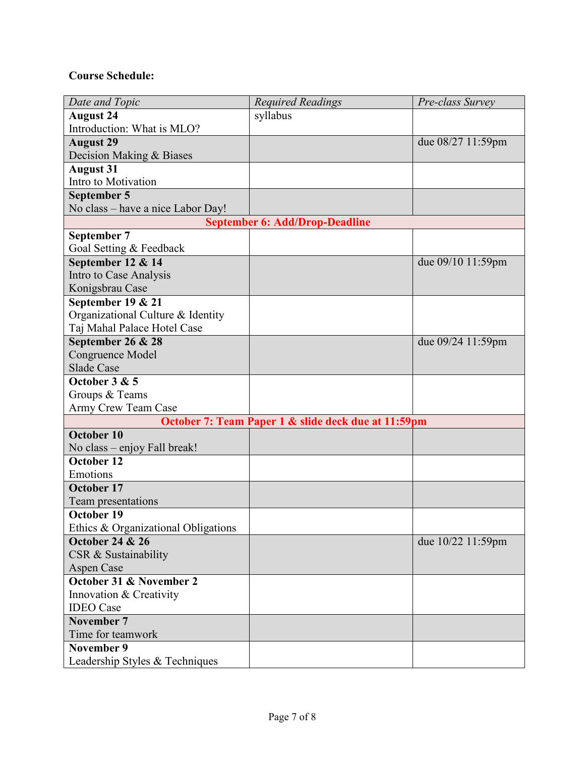**Course Schedule:**

| *Date and Topic* | *Required Readings* | *Pre-class Survey* |
|---|---|---|
| **August 24**<br>Introduction: What is MLO? | syllabus | |
| **August 29**<br>Decision Making & Biases | | due 08/27 11:59pm |
| **August 31**<br>Intro to Motivation | | |
| **September 5**<br>No class – have a nice Labor Day! | | |
| **September 6: Add/Drop-Deadline** | | |
| **September 7**<br>Goal Setting & Feedback | | |
| **September 12 & 14**<br>Intro to Case Analysis<br>Konigsbrau Case | | due 09/10 11:59pm |
| **September 19 & 21**<br>Organizational Culture & Identity<br>Taj Mahal Palace Hotel Case | | |
| **September 26 & 28**<br>Congruence Model<br>Slade Case | | due 09/24 11:59pm |
| **October 3 & 5**<br>Groups & Teams<br>Army Crew Team Case | | |
| **October 7: Team Paper 1 & slide deck due at 11:59pm** | | |
| **October 10**<br>No class – enjoy Fall break! | | |
| **October 12**<br>Emotions | | |
| **October 17**<br>Team presentations | | |
| **October 19**<br>Ethics & Organizational Obligations | | |
| **October 24 & 26**<br>CSR & Sustainability<br>Aspen Case | | due 10/22 11:59pm |
| **October 31 & November 2**<br>Innovation & Creativity<br>IDEO Case | | |
| **November 7**<br>Time for teamwork | | |
| **November 9**<br>Leadership Styles & Techniques | | |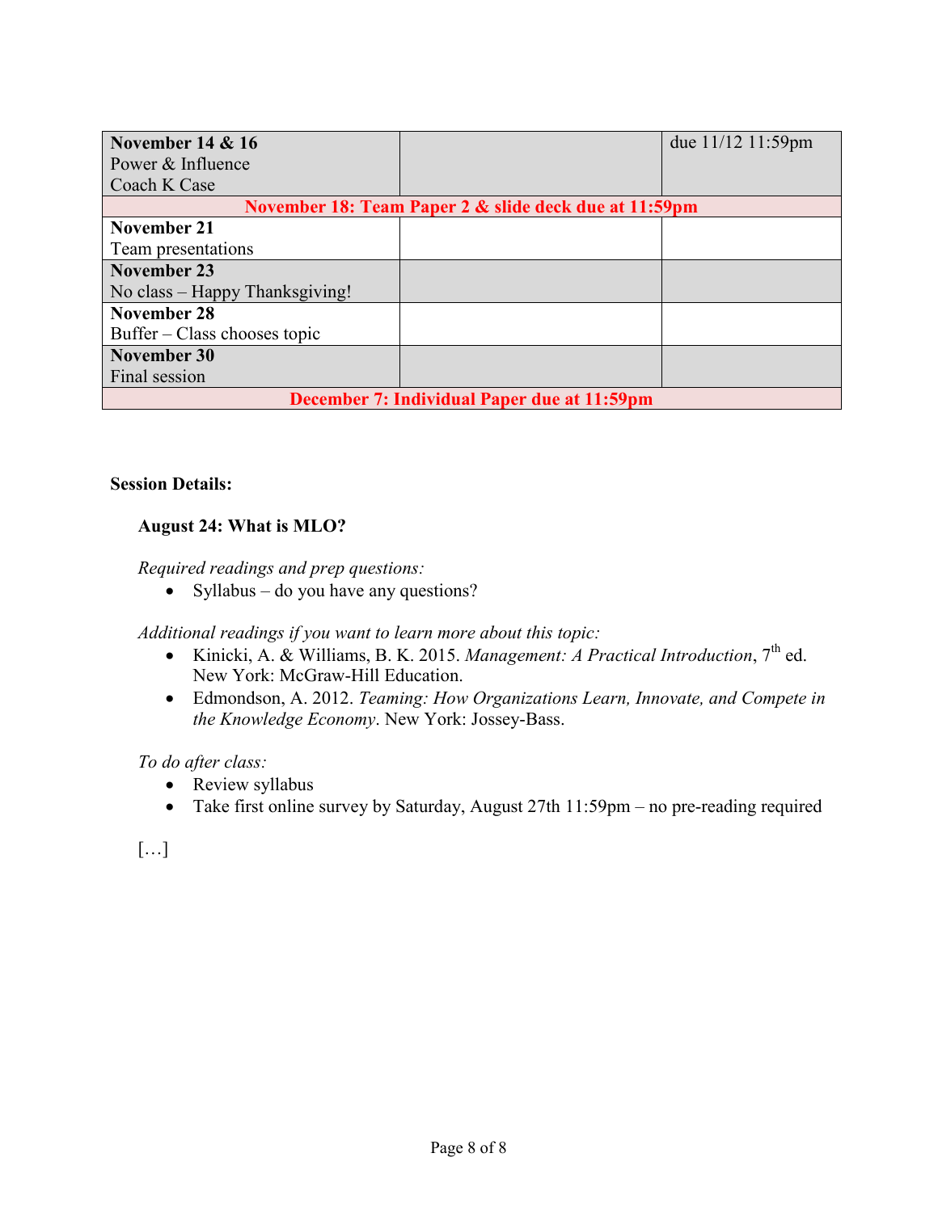| | | |
|---|---|---|
| **November 14 & 16**<br>Power & Influence<br>Coach K Case | | due 11/12 11:59pm |
| **November 18: Team Paper 2 & slide deck due at 11:59pm** | | |
| **November 21**<br>Team presentations | | |
| **November 23**<br>No class – Happy Thanksgiving! | | |
| **November 28**<br>Buffer – Class chooses topic | | |
| **November 30**<br>Final session | | |
| **December 7: Individual Paper due at 11:59pm** | | |

**Session Details:**

**August 24: What is MLO?**

*Required readings and prep questions:*

- Syllabus – do you have any questions?

*Additional readings if you want to learn more about this topic:*

- Kinicki, A. & Williams, B. K. 2015. *Management: A Practical Introduction*, 7th ed. New York: McGraw-Hill Education.
- Edmondson, A. 2012. *Teaming: How Organizations Learn, Innovate, and Compete in the Knowledge Economy*. New York: Jossey-Bass.

*To do after class:*

- Review syllabus
- Take first online survey by Saturday, August 27th 11:59pm – no pre-reading required

[…]